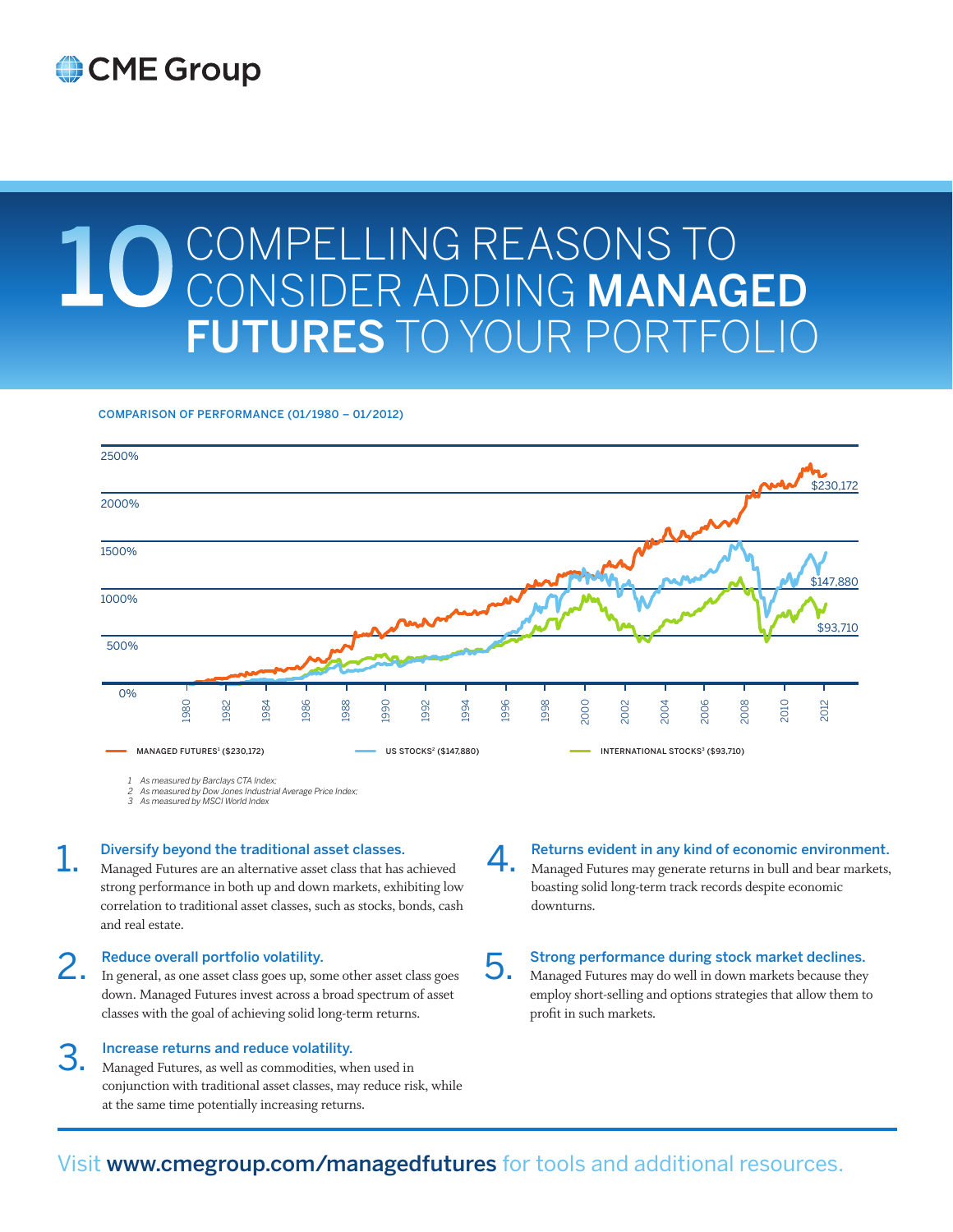# 10 COMPELLING REASONS TO CONSIDER ADDING **MANAGED FUTURES** TO YOUR PORTFOLIO

COMPARISON OF PERFORMANCE (01/1980 – 01/2012)

MANAGED FUTURES[1] ($230,172) — US STOCKS[2] ($147,880) — INTERNATIONAL STOCKS[3] ($93,710)

*1 As measured by Barclays CTA Index;*
*2 As measured by Dow Jones Industrial Average Price Index;*
*3 As measured by MSCI World Index*

## 1. Diversify beyond the traditional asset classes.

Managed Futures are an alternative asset class that has achieved strong performance in both up and down markets, exhibiting low correlation to traditional asset classes, such as stocks, bonds, cash and real estate.

## 2. Reduce overall portfolio volatility.

In general, as one asset class goes up, some other asset class goes down. Managed Futures invest across a broad spectrum of asset classes with the goal of achieving solid long-term returns.

## 3. Increase returns and reduce volatility.

Managed Futures, as well as commodities, when used in conjunction with traditional asset classes, may reduce risk, while at the same time potentially increasing returns.

## 4. Returns evident in any kind of economic environment.

Managed Futures may generate returns in bull and bear markets, boasting solid long-term track records despite economic downturns.

## 5. Strong performance during stock market declines.

Managed Futures may do well in down markets because they employ short-selling and options strategies that allow them to profit in such markets.

Visit **www.cmegroup.com/managedfutures** for tools and additional resources.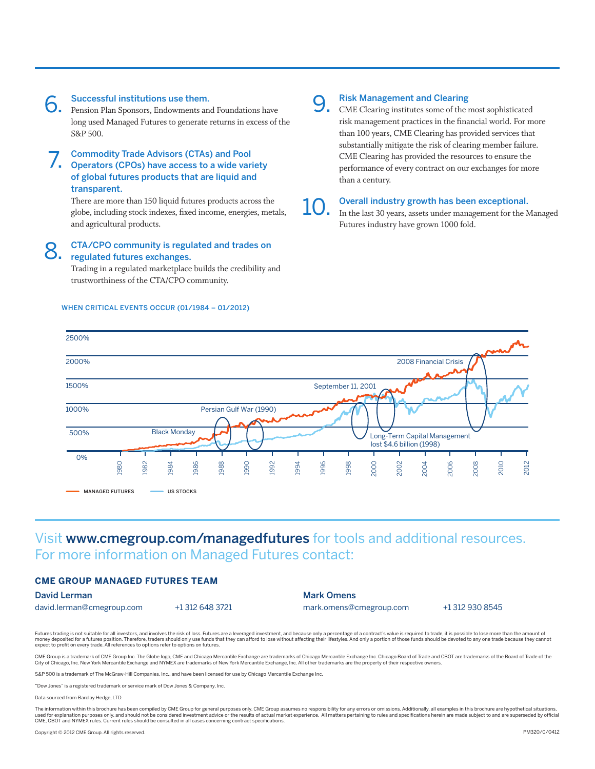## 6. Successful institutions use them.

Pension Plan Sponsors, Endowments and Foundations have long used Managed Futures to generate returns in excess of the S&P 500.

## 7. Commodity Trade Advisors (CTAs) and Pool Operators (CPOs) have access to a wide variety of global futures products that are liquid and transparent.

There are more than 150 liquid futures products across the globe, including stock indexes, fixed income, energies, metals, and agricultural products.

## 8. CTA/CPO community is regulated and trades on regulated futures exchanges.

Trading in a regulated marketplace builds the credibility and trustworthiness of the CTA/CPO community.

## 9. Risk Management and Clearing

CME Clearing institutes some of the most sophisticated risk management practices in the financial world. For more than 100 years, CME Clearing has provided services that substantially mitigate the risk of clearing member failure. CME Clearing has provided the resources to ensure the performance of every contract on our exchanges for more than a century.

## 10. Overall industry growth has been exceptional.

In the last 30 years, assets under management for the Managed Futures industry have grown 1000 fold.

WHEN CRITICAL EVENTS OCCUR (01/1984 – 01/2012)

2500%
2000%
1500%
1000%
500%
0%

1980 1982 1984 1986 1988 1990 1992 1994 1996 1998 2000 2002 2004 2006 2008 2010 2012

Black Monday
Persian Gulf War (1990)
September 11, 2001
2008 Financial Crisis
Long-Term Capital Management lost $4.6 billion (1998)

MANAGED FUTURES
US STOCKS

Visit **www.cmegroup.com/managedfutures** for tools and additional resources.
For more information on Managed Futures contact:

### CME GROUP MANAGED FUTURES TEAM

**David Lerman**
david.lerman@cmegroup.com +1 312 648 3721

**Mark Omens**
mark.omens@cmegroup.com +1 312 930 8545

Futures trading is not suitable for all investors, and involves the risk of loss. Futures are a leveraged investment, and because only a percentage of a contract's value is required to trade, it is possible to lose more than the amount of money deposited for a futures position. Therefore, traders should only use funds that they can afford to lose without affecting their lifestyles. And only a portion of those funds should be devoted to any one trade because they cannot expect to profit on every trade. All references to options refer to options on futures.

CME Group is a trademark of CME Group Inc. The Globe logo, CME and Chicago Mercantile Exchange are trademarks of Chicago Mercantile Exchange Inc. Chicago Board of Trade and CBOT are trademarks of the Board of Trade of the City of Chicago, Inc. New York Mercantile Exchange and NYMEX are trademarks of New York Mercantile Exchange, Inc. All other trademarks are the property of their respective owners.

S&P 500 is a trademark of The McGraw-Hill Companies, Inc., and have been licensed for use by Chicago Mercantile Exchange Inc.

"Dow Jones" is a registered trademark or service mark of Dow Jones & Company, Inc.

Data sourced from Barclay Hedge, LTD.

The information within this brochure has been compiled by CME Group for general purposes only. CME Group assumes no responsibility for any errors or omissions. Additionally, all examples in this brochure are hypothetical situations, used for explanation purposes only, and should not be considered investment advice or the results of actual market experience. All matters pertaining to rules and specifications herein are made subject to and are superseded by official CME, CBOT and NYMEX rules. Current rules should be consulted in all cases concerning contract specifications.

Copyright © 2012 CME Group. All rights reserved.

PM320/0/0412